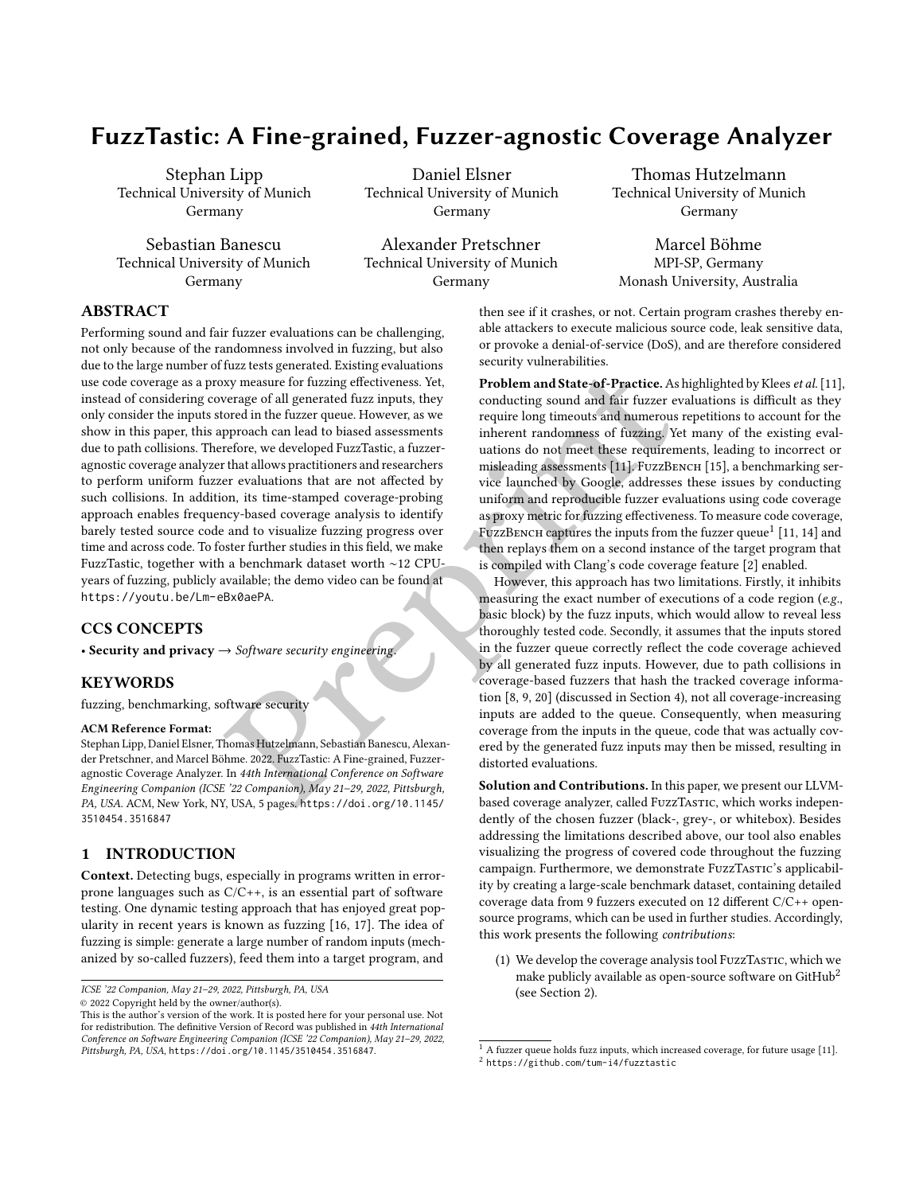# FuzzTastic: A Fine-grained, Fuzzer-agnostic Coverage Analyzer

Stephan Lipp
Technical University of Munich
Germany

Daniel Elsner
Technical University of Munich
Germany

Thomas Hutzelmann
Technical University of Munich
Germany

Sebastian Banescu
Technical University of Munich
Germany

Alexander Pretschner
Technical University of Munich
Germany

Marcel Böhme
MPI-SP, Germany
Monash University, Australia

## ABSTRACT

Performing sound and fair fuzzer evaluations can be challenging, not only because of the randomness involved in fuzzing, but also due to the large number of fuzz tests generated. Existing evaluations use code coverage as a proxy measure for fuzzing effectiveness. Yet, instead of considering coverage of all generated fuzz inputs, they only consider the inputs stored in the fuzzer queue. However, as we show in this paper, this approach can lead to biased assessments due to path collisions. Therefore, we developed FuzzTastic, a fuzzer-agnostic coverage analyzer that allows practitioners and researchers to perform uniform fuzzer evaluations that are not affected by such collisions. In addition, its time-stamped coverage-probing approach enables frequency-based coverage analysis to identify barely tested source code and to visualize fuzzing progress over time and across code. To foster further studies in this field, we make FuzzTastic, together with a benchmark dataset worth ~12 CPU-years of fuzzing, publicly available; the demo video can be found at https://youtu.be/Lm-eBx0aePA.

## CCS CONCEPTS

• **Security and privacy** → *Software security engineering*.

## KEYWORDS

fuzzing, benchmarking, software security

**ACM Reference Format:**
Stephan Lipp, Daniel Elsner, Thomas Hutzelmann, Sebastian Banescu, Alexander Pretschner, and Marcel Böhme. 2022. FuzzTastic: A Fine-grained, Fuzzer-agnostic Coverage Analyzer. In *44th International Conference on Software Engineering Companion (ICSE '22 Companion), May 21–29, 2022, Pittsburgh, PA, USA.* ACM, New York, NY, USA, 5 pages. https://doi.org/10.1145/3510454.3516847

## 1 INTRODUCTION

**Context.** Detecting bugs, especially in programs written in error-prone languages such as C/C++, is an essential part of software testing. One dynamic testing approach that has enjoyed great popularity in recent years is known as fuzzing [16, 17]. The idea of fuzzing is simple: generate a large number of random inputs (mechanized by so-called fuzzers), feed them into a target program, and then see if it crashes, or not. Certain program crashes thereby enable attackers to execute malicious source code, leak sensitive data, or provoke a denial-of-service (DoS), and are therefore considered security vulnerabilities.

**Problem and State-of-Practice.** As highlighted by Klees *et al.* [11], conducting sound and fair fuzzer evaluations is difficult as they require long timeouts and numerous repetitions to account for the inherent randomness of fuzzing. Yet many of the existing evaluations do not meet these requirements, leading to incorrect or misleading assessments [11]. FuzzBench [15], a benchmarking service launched by Google, addresses these issues by conducting uniform and reproducible fuzzer evaluations using code coverage as proxy metric for fuzzing effectiveness. To measure code coverage, FuzzBench captures the inputs from the fuzzer queue[1] [11, 14] and then replays them on a second instance of the target program that is compiled with Clang's code coverage feature [2] enabled.

However, this approach has two limitations. Firstly, it inhibits measuring the exact number of executions of a code region (*e.g.*, basic block) by the fuzz inputs, which would allow to reveal less thoroughly tested code. Secondly, it assumes that the inputs stored in the fuzzer queue correctly reflect the code coverage achieved by all generated fuzz inputs. However, due to path collisions in coverage-based fuzzers that hash the tracked coverage information [8, 9, 20] (discussed in Section 4), not all coverage-increasing inputs are added to the queue. Consequently, when measuring coverage from the inputs in the queue, code that was actually covered by the generated fuzz inputs may then be missed, resulting in distorted evaluations.

**Solution and Contributions.** In this paper, we present our LLVM-based coverage analyzer, called FuzzTastic, which works independently of the chosen fuzzer (black-, grey-, or whitebox). Besides addressing the limitations described above, our tool also enables visualizing the progress of covered code throughout the fuzzing campaign. Furthermore, we demonstrate FuzzTastic's applicability by creating a large-scale benchmark dataset, containing detailed coverage data from 9 fuzzers executed on 12 different C/C++ open-source programs, which can be used in further studies. Accordingly, this work presents the following *contributions*:

(1) We develop the coverage analysis tool FuzzTastic, which we make publicly available as open-source software on GitHub[2] (see Section 2).

ICSE '22 Companion, May 21–29, 2022, Pittsburgh, PA, USA
© 2022 Copyright held by the owner/author(s).
This is the author's version of the work. It is posted here for your personal use. Not for redistribution. The definitive Version of Record was published in *44th International Conference on Software Engineering Companion (ICSE '22 Companion), May 21–29, 2022, Pittsburgh, PA, USA*, https://doi.org/10.1145/3510454.3516847.

[1] A fuzzer queue holds fuzz inputs, which increased coverage, for future usage [11].
[2] https://github.com/tum-i4/fuzztastic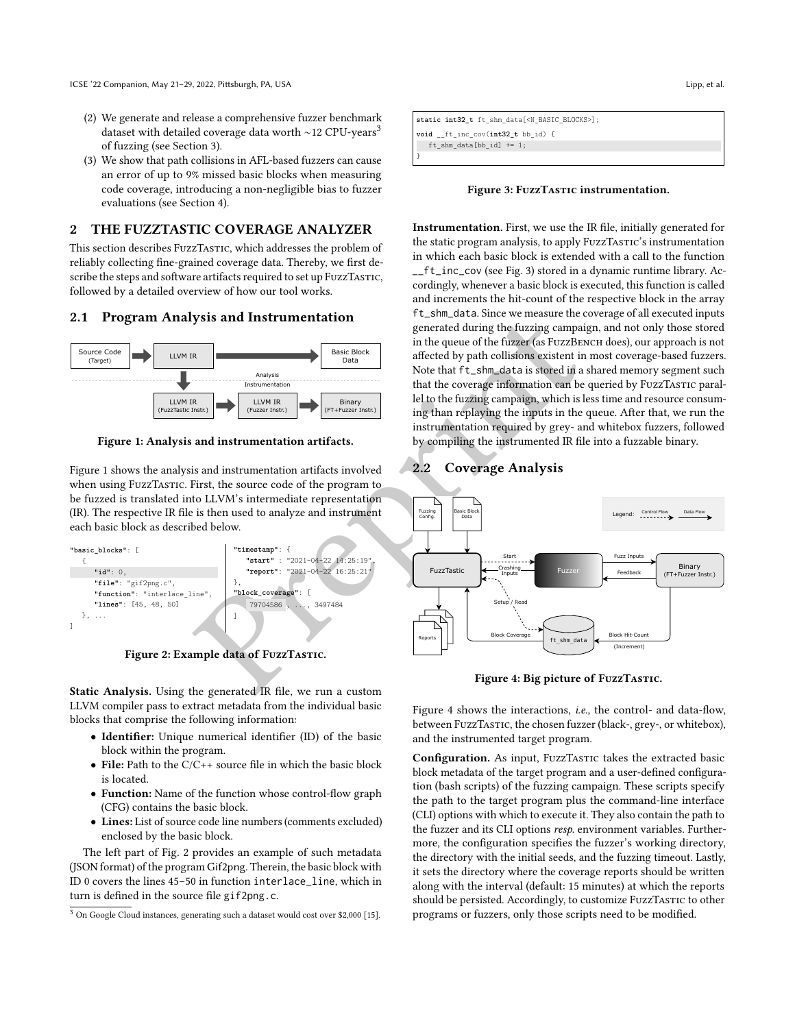(2) We generate and release a comprehensive fuzzer benchmark dataset with detailed coverage data worth ~12 CPU-years[3] of fuzzing (see Section 3).

(3) We show that path collisions in AFL-based fuzzers can cause an error of up to 9% missed basic blocks when measuring code coverage, introducing a non-negligible bias to fuzzer evaluations (see Section 4).

## 2 THE FUZZTASTIC COVERAGE ANALYZER

This section describes FuzzTastic, which addresses the problem of reliably collecting fine-grained coverage data. Thereby, we first describe the steps and software artifacts required to set up FuzzTastic, followed by a detailed overview of how our tool works.

### 2.1 Program Analysis and Instrumentation

Figure 1: Analysis and instrumentation artifacts.

Figure 1 shows the analysis and instrumentation artifacts involved when using FuzzTastic. First, the source code of the program to be fuzzed is translated into LLVM's intermediate representation (IR). The respective IR file is then used to analyze and instrument each basic block as described below.

```
"basic_blocks": [
   {
      "id": 0,
      "file": "gif2png.c",
      "function": "interlace_line",
      "lines": [45, 48, 50]
   }, ...
]
```

```
"timestamp": {
   "start" : "2021-04-22 14:25:19",
   "report": "2021-04-22 16:25:21"
},
"block_coverage": [
   79704586 , ..., 3497484
]
```

Figure 2: Example data of FuzzTastic.

**Static Analysis.** Using the generated IR file, we run a custom LLVM compiler pass to extract metadata from the individual basic blocks that comprise the following information:

- **Identifier:** Unique numerical identifier (ID) of the basic block within the program.
- **File:** Path to the C/C++ source file in which the basic block is located.
- **Function:** Name of the function whose control-flow graph (CFG) contains the basic block.
- **Lines:** List of source code line numbers (comments excluded) enclosed by the basic block.

The left part of Fig. 2 provides an example of such metadata (JSON format) of the program Gif2png. Therein, the basic block with ID 0 covers the lines 45–50 in function `interlace_line`, which in turn is defined in the source file `gif2png.c`.

[3] On Google Cloud instances, generating such a dataset would cost over $2,000 [15].

```
static int32_t ft_shm_data[<N_BASIC_BLOCKS>];
void __ft_inc_cov(int32_t bb_id) {
   ft_shm_data[bb_id] += 1;
}
```

Figure 3: FuzzTastic instrumentation.

**Instrumentation.** First, we use the IR file, initially generated for the static program analysis, to apply FuzzTastic's instrumentation in which each basic block is extended with a call to the function `__ft_inc_cov` (see Fig. 3) stored in a dynamic runtime library. Accordingly, whenever a basic block is executed, this function is called and increments the hit-count of the respective block in the array `ft_shm_data`. Since we measure the coverage of all executed inputs generated during the fuzzing campaign, and not only those stored in the queue of the fuzzer (as FuzzBench does), our approach is not affected by path collisions existent in most coverage-based fuzzers. Note that `ft_shm_data` is stored in a shared memory segment such that the coverage information can be queried by FuzzTastic parallel to the fuzzing campaign, which is less time and resource consuming than replaying the inputs in the queue. After that, we run the instrumentation required by grey- and whitebox fuzzers, followed by compiling the instrumented IR file into a fuzzable binary.

### 2.2 Coverage Analysis

Figure 4: Big picture of FuzzTastic.

Figure 4 shows the interactions, *i.e.*, the control- and data-flow, between FuzzTastic, the chosen fuzzer (black-, grey-, or whitebox), and the instrumented target program.

**Configuration.** As input, FuzzTastic takes the extracted basic block metadata of the target program and a user-defined configuration (bash scripts) of the fuzzing campaign. These scripts specify the path to the target program plus the command-line interface (CLI) options with which to execute it. They also contain the path to the fuzzer and its CLI options *resp.* environment variables. Furthermore, the configuration specifies the fuzzer's working directory, the directory with the initial seeds, and the fuzzing timeout. Lastly, it sets the directory where the coverage reports should be written along with the interval (default: 15 minutes) at which the reports should be persisted. Accordingly, to customize FuzzTastic to other programs or fuzzers, only those scripts need to be modified.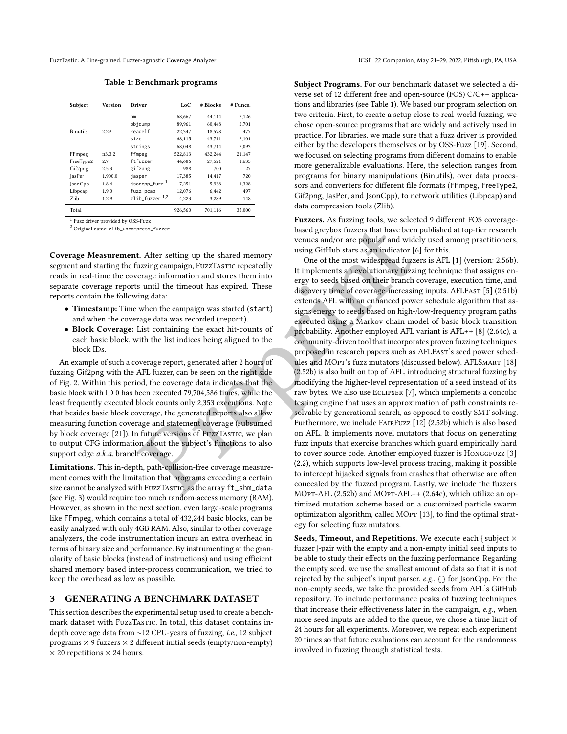**Table 1: Benchmark programs**

| Subject | Version | Driver | LoC | # Blocks | # Funcs. |
|---|---|---|---|---|---|
| Binutils | 2.29 | nm | 68,667 | 44,114 | 2,126 |
| | | objdump | 89,961 | 60,448 | 2,701 |
| | | readelf | 22,347 | 18,578 | 477 |
| | | size | 68,115 | 43,711 | 2,101 |
| | | strings | 68,048 | 43,714 | 2,093 |
| FFmpeg | n3.3.2 | ffmpeg | 522,813 | 432,244 | 21,147 |
| FreeType2 | 2.7 | ftfuzzer | 44,686 | 27,521 | 1,635 |
| Gif2png | 2.5.3 | gif2png | 988 | 700 | 27 |
| JasPer | 1.900.0 | jasper | 17,385 | 14,417 | 720 |
| JsonCpp | 1.8.4 | jsoncpp_fuzz [1] | 7,251 | 5,938 | 1,328 |
| Libpcap | 1.9.0 | fuzz_pcap | 12,076 | 6,442 | 497 |
| Zlib | 1.2.9 | zlib_fuzzer [1,2] | 4,223 | 3,289 | 148 |
| Total | | | 926,560 | 701,116 | 35,000 |

[1] Fuzz driver provided by OSS-Fuzz
[2] Original name: zlib_uncompress_fuzzer

**Coverage Measurement.** After setting up the shared memory segment and starting the fuzzing campaign, FuzzTastic repeatedly reads in real-time the coverage information and stores them into separate coverage reports until the timeout has expired. These reports contain the following data:

- **Timestamp:** Time when the campaign was started (start) and when the coverage data was recorded (report).
- **Block Coverage:** List containing the exact hit-counts of each basic block, with the list indices being aligned to the block IDs.

An example of such a coverage report, generated after 2 hours of fuzzing Gif2png with the AFL fuzzer, can be seen on the right side of Fig. 2. Within this period, the coverage data indicates that the basic block with ID 0 has been executed 79,704,586 times, while the least frequently executed block counts only 2,353 executions. Note that besides basic block coverage, the generated reports also allow measuring function coverage and statement coverage (subsumed by block coverage [21]). In future versions of FuzzTastic, we plan to output CFG information about the subject's functions to also support edge *a.k.a.* branch coverage.

**Limitations.** This in-depth, path-collision-free coverage measurement comes with the limitation that programs exceeding a certain size cannot be analyzed with FuzzTastic, as the array ft_shm_data (see Fig. 3) would require too much random-access memory (RAM). However, as shown in the next section, even large-scale programs like FFmpeg, which contains a total of 432,244 basic blocks, can be easily analyzed with only 4GB RAM. Also, similar to other coverage analyzers, the code instrumentation incurs an extra overhead in terms of binary size and performance. By instrumenting at the granularity of basic blocks (instead of instructions) and using efficient shared memory based inter-process communication, we tried to keep the overhead as low as possible.

## 3 GENERATING A BENCHMARK DATASET

This section describes the experimental setup used to create a benchmark dataset with FuzzTastic. In total, this dataset contains in-depth coverage data from ~12 CPU-years of fuzzing, *i.e.*, 12 subject programs × 9 fuzzers × 2 different initial seeds (empty/non-empty) × 20 repetitions × 24 hours.

**Subject Programs.** For our benchmark dataset we selected a diverse set of 12 different free and open-source (FOS) C/C++ applications and libraries (see Table 1). We based our program selection on two criteria. First, to create a setup close to real-world fuzzing, we chose open-source programs that are widely and actively used in practice. For libraries, we made sure that a fuzz driver is provided either by the developers themselves or by OSS-Fuzz [19]. Second, we focused on selecting programs from different domains to enable more generalizable evaluations. Here, the selection ranges from programs for binary manipulations (Binutils), over data processors and converters for different file formats (FFmpeg, FreeType2, Gif2png, JasPer, and JsonCpp), to network utilities (Libpcap) and data compression tools (Zlib).

**Fuzzers.** As fuzzing tools, we selected 9 different FOS coverage-based greybox fuzzers that have been published at top-tier research venues and/or are popular and widely used among practitioners, using GitHub stars as an indicator [6] for this.

One of the most widespread fuzzers is AFL [1] (version: 2.56b). It implements an evolutionary fuzzing technique that assigns energy to seeds based on their branch coverage, execution time, and discovery time of coverage-increasing inputs. AFLFast [5] (2.51b) extends AFL with an enhanced power schedule algorithm that assigns energy to seeds based on high-/low-frequency program paths executed using a Markov chain model of basic block transition probability. Another employed AFL variant is AFL++ [8] (2.64c), a community-driven tool that incorporates proven fuzzing techniques proposed in research papers such as AFLFast's seed power schedules and MOpt's fuzz mutators (discussed below). AFLSmart [18] (2.52b) is also built on top of AFL, introducing structural fuzzing by modifying the higher-level representation of a seed instead of its raw bytes. We also use Eclipser [7], which implements a concolic testing engine that uses an approximation of path constraints resolvable by generational search, as opposed to costly SMT solving. Furthermore, we include FairFuzz [12] (2.52b) which is also based on AFL. It implements novel mutators that focus on generating fuzz inputs that exercise branches which guard empirically hard to cover source code. Another employed fuzzer is Honggfuzz [3] (2.2), which supports low-level process tracing, making it possible to intercept hijacked signals from crashes that otherwise are often concealed by the fuzzed program. Lastly, we include the fuzzers MOpt-AFL (2.52b) and MOpt-AFL++ (2.64c), which utilize an optimized mutation scheme based on a customized particle swarm optimization algorithm, called MOpt [13], to find the optimal strategy for selecting fuzz mutators.

**Seeds, Timeout, and Repetitions.** We execute each {subject × fuzzer}-pair with the empty and a non-empty initial seed inputs to be able to study their effects on the fuzzing performance. Regarding the empty seed, we use the smallest amount of data so that it is not rejected by the subject's input parser, *e.g.*, {} for JsonCpp. For the non-empty seeds, we take the provided seeds from AFL's GitHub repository. To include performance peaks of fuzzing techniques that increase their effectiveness later in the campaign, *e.g.*, when more seed inputs are added to the queue, we chose a time limit of 24 hours for all experiments. Moreover, we repeat each experiment 20 times so that future evaluations can account for the randomness involved in fuzzing through statistical tests.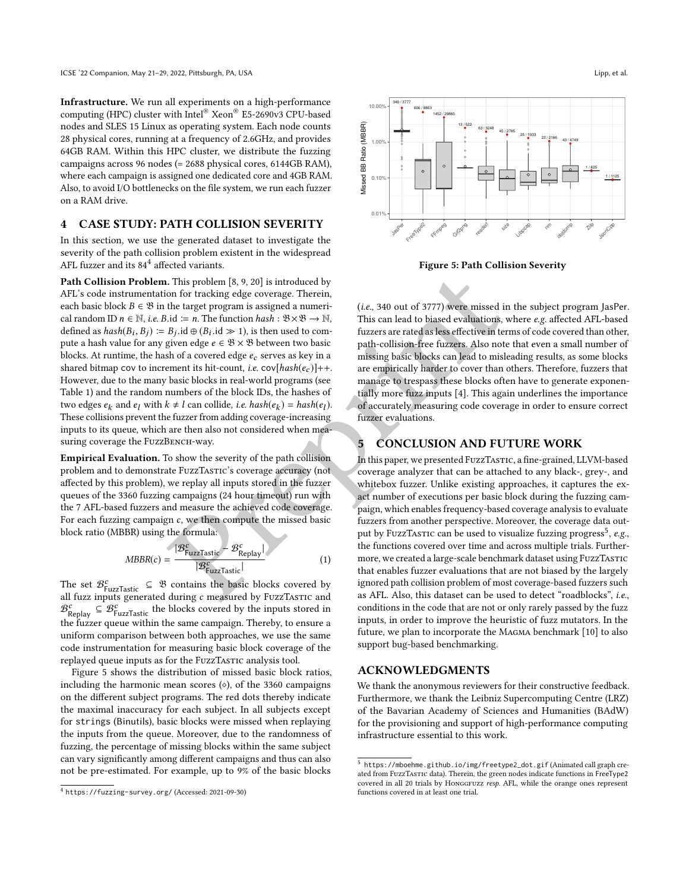**Infrastructure.** We run all experiments on a high-performance computing (HPC) cluster with Intel® Xeon® E5-2690v3 CPU-based nodes and SLES 15 Linux as operating system. Each node counts 28 physical cores, running at a frequency of 2.6GHz, and provides 64GB RAM. Within this HPC cluster, we distribute the fuzzing campaigns across 96 nodes (= 2688 physical cores, 6144GB RAM), where each campaign is assigned one dedicated core and 4GB RAM. Also, to avoid I/O bottlenecks on the file system, we run each fuzzer on a RAM drive.

## 4 CASE STUDY: PATH COLLISION SEVERITY

In this section, we use the generated dataset to investigate the severity of the path collision problem existent in the widespread AFL fuzzer and its 84[4] affected variants.

**Path Collision Problem.** This problem [8, 9, 20] is introduced by AFL's code instrumentation for tracking edge coverage. Therein, each basic block $B \in \mathfrak{B}$ in the target program is assigned a numerical random ID $n \in \mathbb{N}$, *i.e.* $B.\text{id} := n$. The function $hash : \mathfrak{B} \times \mathfrak{B} \to \mathbb{N}$, defined as $hash(B_i, B_j) := B_j.\text{id} \oplus (B_i.\text{id} \gg 1)$, is then used to compute a hash value for any given edge $e \in \mathfrak{B} \times \mathfrak{B}$ between two basic blocks. At runtime, the hash of a covered edge $e_c$ serves as key in a shared bitmap cov to increment its hit-count, *i.e.* $\text{cov}[hash(e_c)]{+}{+}$. However, due to the many basic blocks in real-world programs (see Table 1) and the random numbers of the block IDs, the hashes of two edges $e_k$ and $e_l$ with $k \neq l$ can collide, *i.e.* $hash(e_k) = hash(e_l)$. These collisions prevent the fuzzer from adding coverage-increasing inputs to its queue, which are then also not considered when measuring coverage the FuzzBench-way.

**Empirical Evaluation.** To show the severity of the path collision problem and to demonstrate FuzzTastic's coverage accuracy (not affected by this problem), we replay all inputs stored in the fuzzer queues of the 3360 fuzzing campaigns (24 hour timeout) run with the 7 AFL-based fuzzers and measure the achieved code coverage. For each fuzzing campaign $c$, we then compute the missed basic block ratio (MBBR) using the formula:

$$MBBR(c) = \frac{|\mathcal{B}^c_{\text{FuzzTastic}} - \mathcal{B}^c_{\text{Replay}}|}{|\mathcal{B}^c_{\text{FuzzTastic}}|} \tag{1}$$

The set $\mathcal{B}^c_{\text{FuzzTastic}} \subseteq \mathfrak{B}$ contains the basic blocks covered by all fuzz inputs generated during $c$ measured by FuzzTastic and $\mathcal{B}^c_{\text{Replay}} \subseteq \mathcal{B}^c_{\text{FuzzTastic}}$ the blocks covered by the inputs stored in the fuzzer queue within the same campaign. Thereby, to ensure a uniform comparison between both approaches, we use the same code instrumentation for measuring basic block coverage of the replayed queue inputs as for the FuzzTastic analysis tool.

Figure 5 shows the distribution of missed basic block ratios, including the harmonic mean scores (⋄), of the 3360 campaigns on the different subject programs. The red dots thereby indicate the maximal inaccuracy for each subject. In all subjects except for `strings` (Binutils), basic blocks were missed when replaying the inputs from the queue. Moreover, due to the randomness of fuzzing, the percentage of missing blocks within the same subject can vary significantly among different campaigns and thus can also not be pre-estimated. For example, up to 9% of the basic blocks (*i.e.*, 340 out of 3777) were missed in the subject program JasPer. This can lead to biased evaluations, where *e.g.* affected AFL-based fuzzers are rated as less effective in terms of code covered than other, path-collision-free fuzzers. Also note that even a small number of missing basic blocks can lead to misleading results, as some blocks are empirically harder to cover than others. Therefore, fuzzers that manage to trespass these blocks often have to generate exponentially more fuzz inputs [4]. This again underlines the importance of accurately measuring code coverage in order to ensure correct fuzzer evaluations.

**Figure 5: Path Collision Severity**

## 5 CONCLUSION AND FUTURE WORK

In this paper, we presented FuzzTastic, a fine-grained, LLVM-based coverage analyzer that can be attached to any black-, grey-, and whitebox fuzzer. Unlike existing approaches, it captures the exact number of executions per basic block during the fuzzing campaign, which enables frequency-based coverage analysis to evaluate fuzzers from another perspective. Moreover, the coverage data output by FuzzTastic can be used to visualize fuzzing progress[5], *e.g.*, the functions covered over time and across multiple trials. Furthermore, we created a large-scale benchmark dataset using FuzzTastic that enables fuzzer evaluations that are not biased by the largely ignored path collision problem of most coverage-based fuzzers such as AFL. Also, this dataset can be used to detect "roadblocks", *i.e.*, conditions in the code that are not or only rarely passed by the fuzz inputs, in order to improve the heuristic of fuzz mutators. In the future, we plan to incorporate the Magma benchmark [10] to also support bug-based benchmarking.

## ACKNOWLEDGMENTS

We thank the anonymous reviewers for their constructive feedback. Furthermore, we thank the Leibniz Supercomputing Centre (LRZ) of the Bavarian Academy of Sciences and Humanities (BAdW) for the provisioning and support of high-performance computing infrastructure essential to this work.

---

[4] `https://fuzzing-survey.org/` (Accessed: 2021-09-30)

[5] `https://mboehme.github.io/img/freetype2_dot.gif` (Animated call graph created from FuzzTastic data). Therein, the green nodes indicate functions in FreeType2 covered in all 20 trials by HonggFuzz *resp.* AFL, while the orange ones represent functions covered in at least one trial.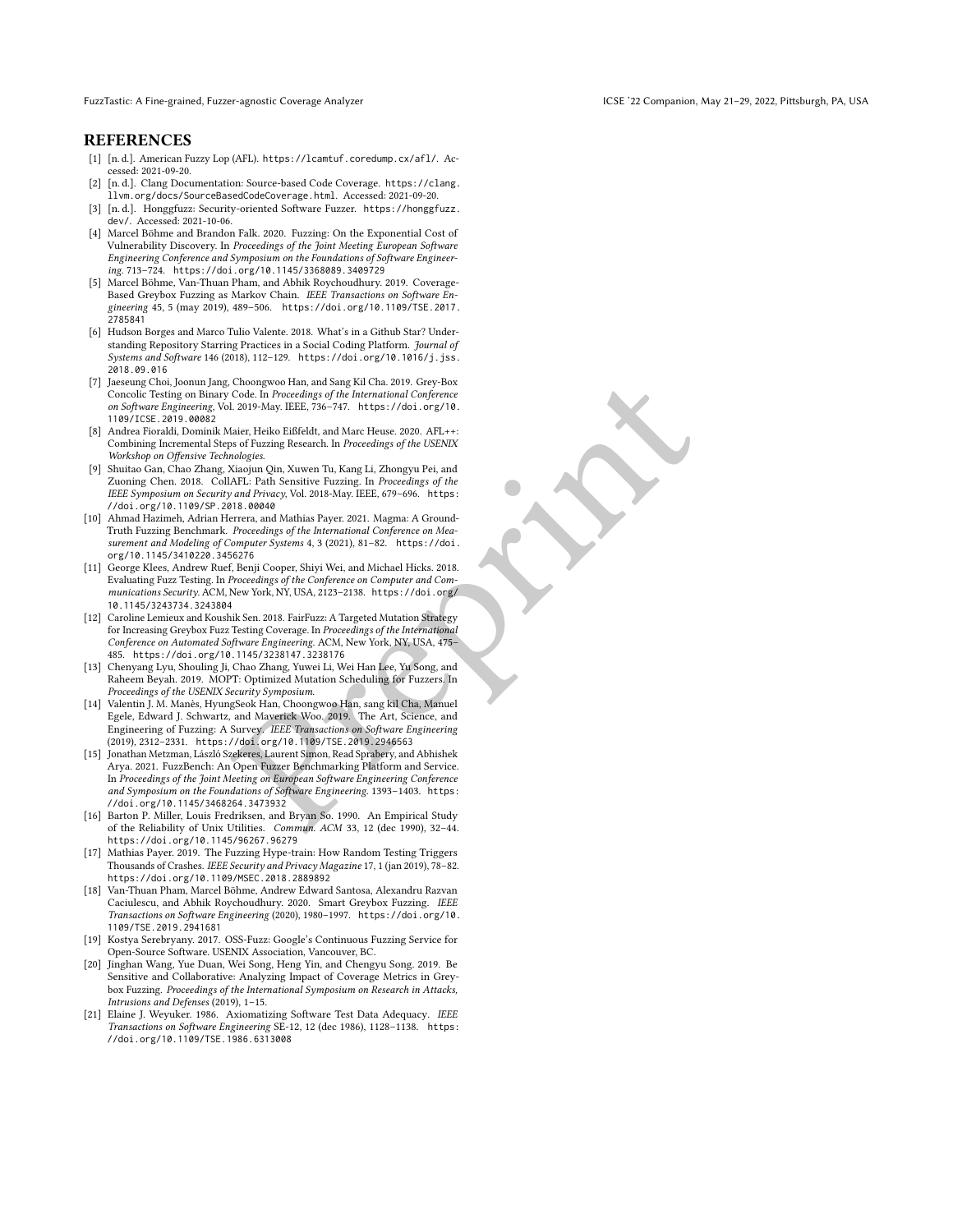## REFERENCES

- [1] [n. d.]. American Fuzzy Lop (AFL). https://lcamtuf.coredump.cx/afl/. Accessed: 2021-09-20.
- [2] [n. d.]. Clang Documentation: Source-based Code Coverage. https://clang.llvm.org/docs/SourceBasedCodeCoverage.html. Accessed: 2021-09-20.
- [3] [n. d.]. Honggfuzz: Security-oriented Software Fuzzer. https://honggfuzz.dev/. Accessed: 2021-10-06.
- [4] Marcel Böhme and Brandon Falk. 2020. Fuzzing: On the Exponential Cost of Vulnerability Discovery. In *Proceedings of the Joint Meeting European Software Engineering Conference and Symposium on the Foundations of Software Engineering*. 713–724. https://doi.org/10.1145/3368089.3409729
- [5] Marcel Böhme, Van-Thuan Pham, and Abhik Roychoudhury. 2019. Coverage-Based Greybox Fuzzing as Markov Chain. *IEEE Transactions on Software Engineering* 45, 5 (may 2019), 489–506. https://doi.org/10.1109/TSE.2017.2785841
- [6] Hudson Borges and Marco Tulio Valente. 2018. What's in a Github Star? Understanding Repository Starring Practices in a Social Coding Platform. *Journal of Systems and Software* 146 (2018), 112–129. https://doi.org/10.1016/j.jss.2018.09.016
- [7] Jaeseung Choi, Joonun Jang, Choongwoo Han, and Sang Kil Cha. 2019. Grey-Box Concolic Testing on Binary Code. In *Proceedings of the International Conference on Software Engineering*, Vol. 2019-May. IEEE, 736–747. https://doi.org/10.1109/ICSE.2019.00082
- [8] Andrea Fioraldi, Dominik Maier, Heiko Eißfeldt, and Marc Heuse. 2020. AFL++: Combining Incremental Steps of Fuzzing Research. In *Proceedings of the USENIX Workshop on Offensive Technologies*.
- [9] Shuitao Gan, Chao Zhang, Xiaojun Qin, Xuwen Tu, Kang Li, Zhongyu Pei, and Zuoning Chen. 2018. CollAFL: Path Sensitive Fuzzing. In *Proceedings of the IEEE Symposium on Security and Privacy*, Vol. 2018-May. IEEE, 679–696. https://doi.org/10.1109/SP.2018.00040
- [10] Ahmad Hazimeh, Adrian Herrera, and Mathias Payer. 2021. Magma: A Ground-Truth Fuzzing Benchmark. *Proceedings of the International Conference on Measurement and Modeling of Computer Systems* 4, 3 (2021), 81–82. https://doi.org/10.1145/3410220.3456276
- [11] George Klees, Andrew Ruef, Benji Cooper, Shiyi Wei, and Michael Hicks. 2018. Evaluating Fuzz Testing. In *Proceedings of the Conference on Computer and Communications Security*. ACM, New York, NY, USA, 2123–2138. https://doi.org/10.1145/3243734.3243804
- [12] Caroline Lemieux and Koushik Sen. 2018. FairFuzz: A Targeted Mutation Strategy for Increasing Greybox Fuzz Testing Coverage. In *Proceedings of the International Conference on Automated Software Engineering*. ACM, New York, NY, USA, 475–485. https://doi.org/10.1145/3238147.3238176
- [13] Chenyang Lyu, Shouling Ji, Chao Zhang, Yuwei Li, Wei Han Lee, Yu Song, and Raheem Beyah. 2019. MOPT: Optimized Mutation Scheduling for Fuzzers. In *Proceedings of the USENIX Security Symposium*.
- [14] Valentin J. M. Manès, HyungSeok Han, Choongwoo Han, sang kil Cha, Manuel Egele, Edward J. Schwartz, and Maverick Woo. 2019. The Art, Science, and Engineering of Fuzzing: A Survey. *IEEE Transactions on Software Engineering* (2019), 2312–2331. https://doi.org/10.1109/TSE.2019.2946563
- [15] Jonathan Metzman, László Szekeres, Laurent Simon, Read Sprabery, and Abhishek Arya. 2021. FuzzBench: An Open Fuzzer Benchmarking Platform and Service. In *Proceedings of the Joint Meeting on European Software Engineering Conference and Symposium on the Foundations of Software Engineering*. 1393–1403. https://doi.org/10.1145/3468264.3473932
- [16] Barton P. Miller, Louis Fredriksen, and Bryan So. 1990. An Empirical Study of the Reliability of Unix Utilities. *Commun. ACM* 33, 12 (dec 1990), 32–44. https://doi.org/10.1145/96267.96279
- [17] Mathias Payer. 2019. The Fuzzing Hype-train: How Random Testing Triggers Thousands of Crashes. *IEEE Security and Privacy Magazine* 17, 1 (jan 2019), 78–82. https://doi.org/10.1109/MSEC.2018.2889892
- [18] Van-Thuan Pham, Marcel Böhme, Andrew Edward Santosa, Alexandru Razvan Caciulescu, and Abhik Roychoudhury. 2020. Smart Greybox Fuzzing. *IEEE Transactions on Software Engineering* (2020), 1980–1997. https://doi.org/10.1109/TSE.2019.2941681
- [19] Kostya Serebryany. 2017. OSS-Fuzz: Google's Continuous Fuzzing Service for Open-Source Software. USENIX Association, Vancouver, BC.
- [20] Jinghan Wang, Yue Duan, Wei Song, Heng Yin, and Chengyu Song. 2019. Be Sensitive and Collaborative: Analyzing Impact of Coverage Metrics in Greybox Fuzzing. *Proceedings of the International Symposium on Research in Attacks, Intrusions and Defenses* (2019), 1–15.
- [21] Elaine J. Weyuker. 1986. Axiomatizing Software Test Data Adequacy. *IEEE Transactions on Software Engineering* SE-12, 12 (dec 1986), 1128–1138. https://doi.org/10.1109/TSE.1986.6313008